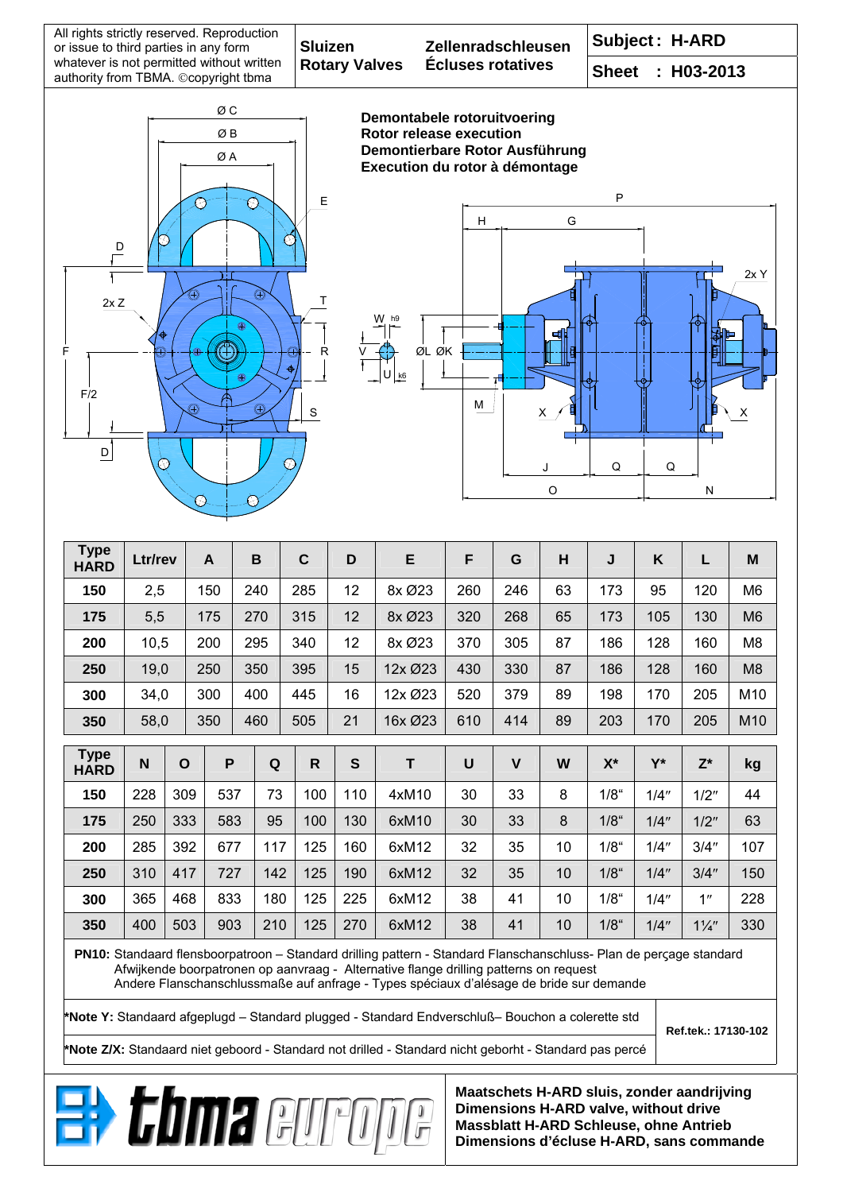All rights strictly reserved. Reproduction or issue to third parties in any form whatever is not permitted without written authority from TBMA. ©copyright tbma

**Sluizen** **Zellenradschleusen**
**Rotary Valves** **Écluses rotatives**

**Subject : H-ARD**
**Sheet : H03-2013**

**Demontabele rotoruitvoering**
**Rotor release execution**
**Demontierbare Rotor Ausführung**
**Execution du rotor à démontage**

Ø C
Ø B
Ø A
E
D
2x Z
T
F
R
F/2
S
D
W h9
V
U k6
ØL ØK
P
H
G
2x Y
M
X
X
J
Q
Q
O
N

| Type HARD | Ltr/rev | A | B | C | D | E | F | G | H | J | K | L | M |
|---|---|---|---|---|---|---|---|---|---|---|---|---|---|
| **150** | 2,5 | 150 | 240 | 285 | 12 | 8x Ø23 | 260 | 246 | 63 | 173 | 95 | 120 | M6 |
| **175** | 5,5 | 175 | 270 | 315 | 12 | 8x Ø23 | 320 | 268 | 65 | 173 | 105 | 130 | M6 |
| **200** | 10,5 | 200 | 295 | 340 | 12 | 8x Ø23 | 370 | 305 | 87 | 186 | 128 | 160 | M8 |
| **250** | 19,0 | 250 | 350 | 395 | 15 | 12x Ø23 | 430 | 330 | 87 | 186 | 128 | 160 | M8 |
| **300** | 34,0 | 300 | 400 | 445 | 16 | 12x Ø23 | 520 | 379 | 89 | 198 | 170 | 205 | M10 |
| **350** | 58,0 | 350 | 460 | 505 | 21 | 16x Ø23 | 610 | 414 | 89 | 203 | 170 | 205 | M10 |

| Type HARD | N | O | P | Q | R | S | T | U | V | W | X* | Y* | Z* | kg |
|---|---|---|---|---|---|---|---|---|---|---|---|---|---|---|
| **150** | 228 | 309 | 537 | 73 | 100 | 110 | 4xM10 | 30 | 33 | 8 | 1/8“ | 1/4″ | 1/2″ | 44 |
| **175** | 250 | 333 | 583 | 95 | 100 | 130 | 6xM10 | 30 | 33 | 8 | 1/8“ | 1/4″ | 1/2″ | 63 |
| **200** | 285 | 392 | 677 | 117 | 125 | 160 | 6xM12 | 32 | 35 | 10 | 1/8“ | 1/4″ | 3/4″ | 107 |
| **250** | 310 | 417 | 727 | 142 | 125 | 190 | 6xM12 | 32 | 35 | 10 | 1/8“ | 1/4″ | 3/4″ | 150 |
| **300** | 365 | 468 | 833 | 180 | 125 | 225 | 6xM12 | 38 | 41 | 10 | 1/8“ | 1/4″ | 1″ | 228 |
| **350** | 400 | 503 | 903 | 210 | 125 | 270 | 6xM12 | 38 | 41 | 10 | 1/8“ | 1/4″ | 1¼″ | 330 |

**PN10:** Standaard flensboorpatroon – Standard drilling pattern - Standard Flanschanschluss- Plan de perçage standard
Afwijkende boorpatronen op aanvraag - Alternative flange drilling patterns on request
Andere Flanschanschlussmaße auf anfrage - Types spéciaux d'alésage de bride sur demande

***Note Y:** Standaard afgeplugd – Standard plugged - Standard Endverschluß– Bouchon a colerette std

***Note Z/X:** Standaard niet geboord - Standard not drilled - Standard nicht geborht - Standard pas percé

**Ref.tek.: 17130-102**

tbma europe

**Maatschets H-ARD sluis, zonder aandrijving**
**Dimensions H-ARD valve, without drive**
**Massblatt H-ARD Schleuse, ohne Antrieb**
**Dimensions d'écluse H-ARD, sans commande**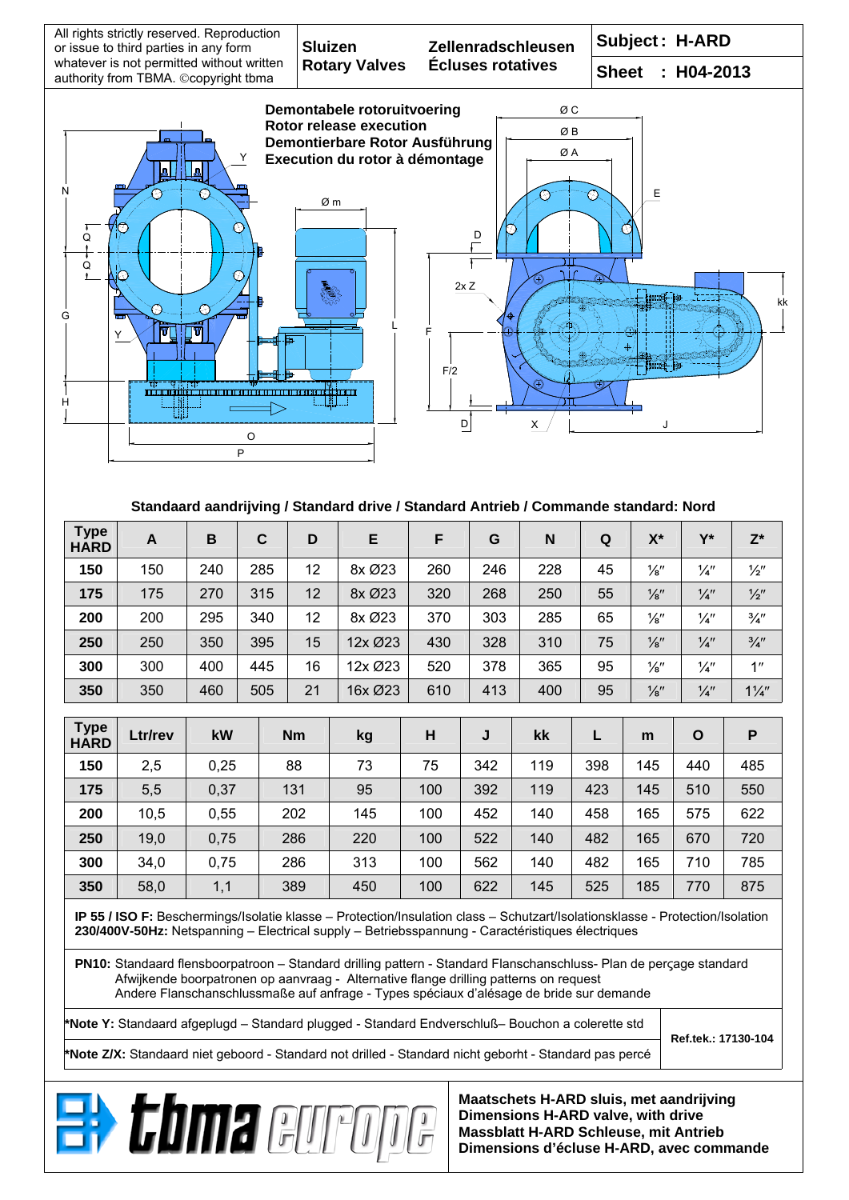All rights strictly reserved. Reproduction or issue to third parties in any form whatever is not permitted without written authority from TBMA. ©copyright tbma

**Sluizen** **Zellenradschleusen**
**Rotary Valves** **Écluses rotatives**

**Subject : H-ARD**
**Sheet : H04-2013**

**Demontabele rotoruitvoering**
**Rotor release execution**
**Demontierbare Rotor Ausführung**
**Execution du rotor à démontage**

### Standaard aandrijving / Standard drive / Standard Antrieb / Commande standard: Nord

| Type HARD | A | B | C | D | E | F | G | N | Q | X* | Y* | Z* |
|---|---|---|---|---|---|---|---|---|---|---|---|---|
| 150 | 150 | 240 | 285 | 12 | 8x Ø23 | 260 | 246 | 228 | 45 | ⅛″ | ¼″ | ½″ |
| 175 | 175 | 270 | 315 | 12 | 8x Ø23 | 320 | 268 | 250 | 55 | ⅛″ | ¼″ | ½″ |
| 200 | 200 | 295 | 340 | 12 | 8x Ø23 | 370 | 303 | 285 | 65 | ⅛″ | ¼″ | ¾″ |
| 250 | 250 | 350 | 395 | 15 | 12x Ø23 | 430 | 328 | 310 | 75 | ⅛″ | ¼″ | ¾″ |
| 300 | 300 | 400 | 445 | 16 | 12x Ø23 | 520 | 378 | 365 | 95 | ⅛″ | ¼″ | 1″ |
| 350 | 350 | 460 | 505 | 21 | 16x Ø23 | 610 | 413 | 400 | 95 | ⅛″ | ¼″ | 1¼″ |

| Type HARD | Ltr/rev | kW | Nm | kg | H | J | kk | L | m | O | P |
|---|---|---|---|---|---|---|---|---|---|---|---|
| 150 | 2,5 | 0,25 | 88 | 73 | 75 | 342 | 119 | 398 | 145 | 440 | 485 |
| 175 | 5,5 | 0,37 | 131 | 95 | 100 | 392 | 119 | 423 | 145 | 510 | 550 |
| 200 | 10,5 | 0,55 | 202 | 145 | 100 | 452 | 140 | 458 | 165 | 575 | 622 |
| 250 | 19,0 | 0,75 | 286 | 220 | 100 | 522 | 140 | 482 | 165 | 670 | 720 |
| 300 | 34,0 | 0,75 | 286 | 313 | 100 | 562 | 140 | 482 | 165 | 710 | 785 |
| 350 | 58,0 | 1,1 | 389 | 450 | 100 | 622 | 145 | 525 | 185 | 770 | 875 |

**IP 55 / ISO F:** Beschermings/Isolatie klasse – Protection/Insulation class – Schutzart/Isolationsklasse - Protection/Isolation
**230/400V-50Hz:** Netspanning – Electrical supply – Betriebsspannung - Caractéristiques électriques

**PN10:** Standaard flensboorpatroon – Standard drilling pattern - Standard Flanschanschluss- Plan de perçage standard
Afwijkende boorpatronen op aanvraag - Alternative flange drilling patterns on request
Andere Flanschanschlussmaße auf anfrage - Types spéciaux d'alésage de bride sur demande

***Note Y:** Standaard afgeplugd – Standard plugged - Standard Endverschluß– Bouchon a colerette std

***Note Z/X:** Standaard niet geboord - Standard not drilled - Standard nicht geborht - Standard pas percé

**Ref.tek.: 17130-104**

tbma europe

**Maatschets H-ARD sluis, met aandrijving**
**Dimensions H-ARD valve, with drive**
**Massblatt H-ARD Schleuse, mit Antrieb**
**Dimensions d'écluse H-ARD, avec commande**